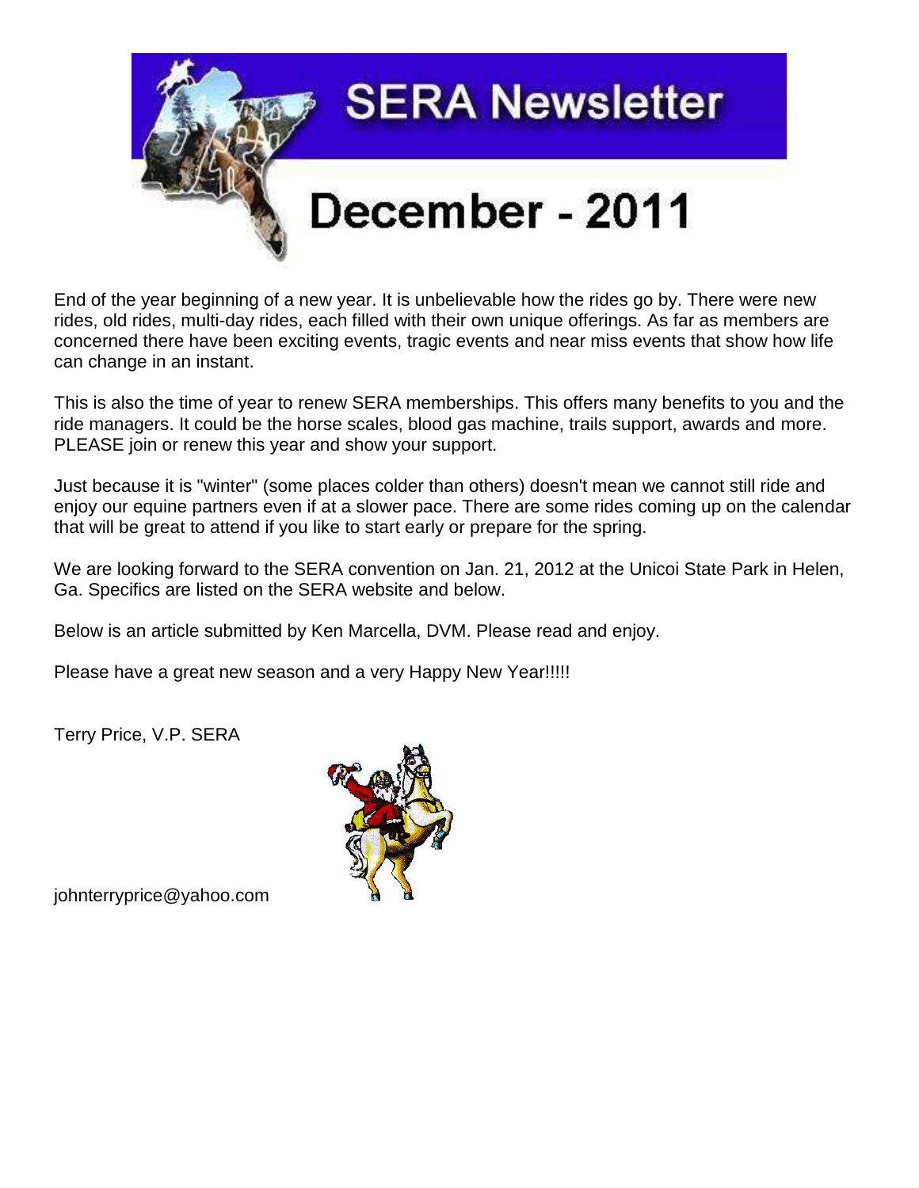# SERA Newsletter

## December - 2011

End of the year beginning of a new year. It is unbelievable how the rides go by. There were new rides, old rides, multi-day rides, each filled with their own unique offerings. As far as members are concerned there have been exciting events, tragic events and near miss events that show how life can change in an instant.

This is also the time of year to renew SERA memberships. This offers many benefits to you and the ride managers. It could be the horse scales, blood gas machine, trails support, awards and more. PLEASE join or renew this year and show your support.

Just because it is "winter" (some places colder than others) doesn't mean we cannot still ride and enjoy our equine partners even if at a slower pace. There are some rides coming up on the calendar that will be great to attend if you like to start early or prepare for the spring.

We are looking forward to the SERA convention on Jan. 21, 2012 at the Unicoi State Park in Helen, Ga. Specifics are listed on the SERA website and below.

Below is an article submitted by Ken Marcella, DVM. Please read and enjoy.

Please have a great new season and a very Happy New Year!!!!!

Terry Price, V.P. SERA

johnterryprice@yahoo.com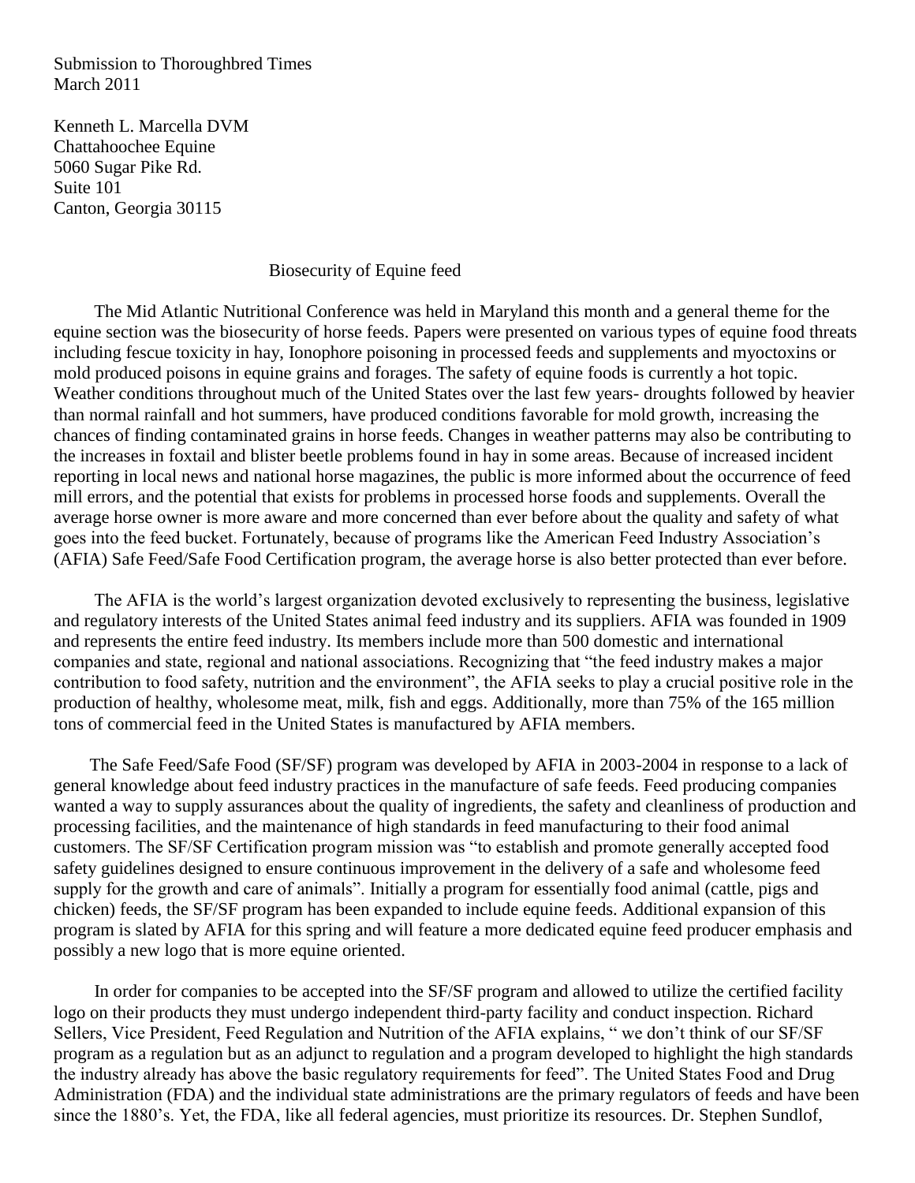Submission to Thoroughbred Times
March 2011

Kenneth L. Marcella DVM
Chattahoochee Equine
5060 Sugar Pike Rd.
Suite 101
Canton, Georgia 30115

# Biosecurity of Equine feed

The Mid Atlantic Nutritional Conference was held in Maryland this month and a general theme for the equine section was the biosecurity of horse feeds. Papers were presented on various types of equine food threats including fescue toxicity in hay, Ionophore poisoning in processed feeds and supplements and myoctoxins or mold produced poisons in equine grains and forages. The safety of equine foods is currently a hot topic. Weather conditions throughout much of the United States over the last few years- droughts followed by heavier than normal rainfall and hot summers, have produced conditions favorable for mold growth, increasing the chances of finding contaminated grains in horse feeds. Changes in weather patterns may also be contributing to the increases in foxtail and blister beetle problems found in hay in some areas. Because of increased incident reporting in local news and national horse magazines, the public is more informed about the occurrence of feed mill errors, and the potential that exists for problems in processed horse foods and supplements. Overall the average horse owner is more aware and more concerned than ever before about the quality and safety of what goes into the feed bucket. Fortunately, because of programs like the American Feed Industry Association's (AFIA) Safe Feed/Safe Food Certification program, the average horse is also better protected than ever before.

The AFIA is the world's largest organization devoted exclusively to representing the business, legislative and regulatory interests of the United States animal feed industry and its suppliers. AFIA was founded in 1909 and represents the entire feed industry. Its members include more than 500 domestic and international companies and state, regional and national associations. Recognizing that "the feed industry makes a major contribution to food safety, nutrition and the environment", the AFIA seeks to play a crucial positive role in the production of healthy, wholesome meat, milk, fish and eggs. Additionally, more than 75% of the 165 million tons of commercial feed in the United States is manufactured by AFIA members.

The Safe Feed/Safe Food (SF/SF) program was developed by AFIA in 2003-2004 in response to a lack of general knowledge about feed industry practices in the manufacture of safe feeds. Feed producing companies wanted a way to supply assurances about the quality of ingredients, the safety and cleanliness of production and processing facilities, and the maintenance of high standards in feed manufacturing to their food animal customers. The SF/SF Certification program mission was "to establish and promote generally accepted food safety guidelines designed to ensure continuous improvement in the delivery of a safe and wholesome feed supply for the growth and care of animals". Initially a program for essentially food animal (cattle, pigs and chicken) feeds, the SF/SF program has been expanded to include equine feeds. Additional expansion of this program is slated by AFIA for this spring and will feature a more dedicated equine feed producer emphasis and possibly a new logo that is more equine oriented.

In order for companies to be accepted into the SF/SF program and allowed to utilize the certified facility logo on their products they must undergo independent third-party facility and conduct inspection. Richard Sellers, Vice President, Feed Regulation and Nutrition of the AFIA explains, " we don't think of our SF/SF program as a regulation but as an adjunct to regulation and a program developed to highlight the high standards the industry already has above the basic regulatory requirements for feed". The United States Food and Drug Administration (FDA) and the individual state administrations are the primary regulators of feeds and have been since the 1880's. Yet, the FDA, like all federal agencies, must prioritize its resources. Dr. Stephen Sundlof,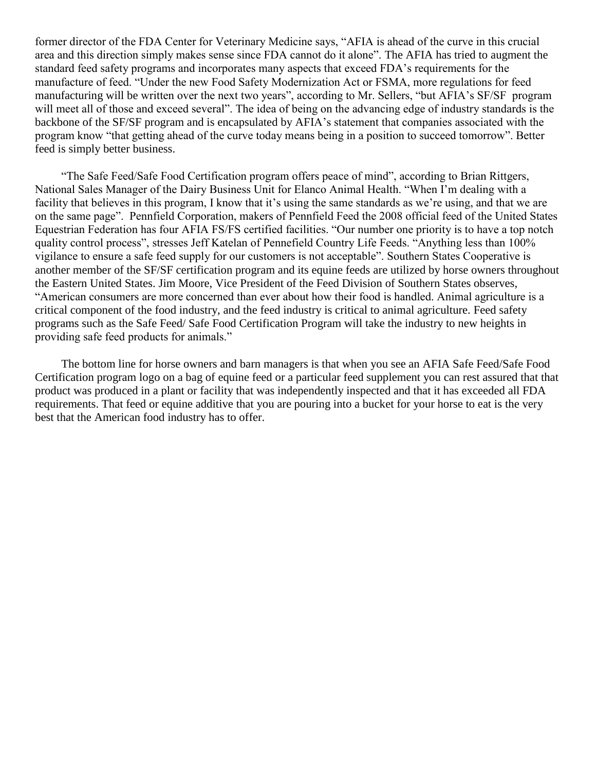former director of the FDA Center for Veterinary Medicine says, "AFIA is ahead of the curve in this crucial area and this direction simply makes sense since FDA cannot do it alone". The AFIA has tried to augment the standard feed safety programs and incorporates many aspects that exceed FDA's requirements for the manufacture of feed. "Under the new Food Safety Modernization Act or FSMA, more regulations for feed manufacturing will be written over the next two years", according to Mr. Sellers, "but AFIA's SF/SF program will meet all of those and exceed several". The idea of being on the advancing edge of industry standards is the backbone of the SF/SF program and is encapsulated by AFIA's statement that companies associated with the program know "that getting ahead of the curve today means being in a position to succeed tomorrow". Better feed is simply better business.

"The Safe Feed/Safe Food Certification program offers peace of mind", according to Brian Rittgers, National Sales Manager of the Dairy Business Unit for Elanco Animal Health. "When I'm dealing with a facility that believes in this program, I know that it's using the same standards as we're using, and that we are on the same page". Pennfield Corporation, makers of Pennfield Feed the 2008 official feed of the United States Equestrian Federation has four AFIA FS/FS certified facilities. "Our number one priority is to have a top notch quality control process", stresses Jeff Katelan of Pennefield Country Life Feeds. "Anything less than 100% vigilance to ensure a safe feed supply for our customers is not acceptable". Southern States Cooperative is another member of the SF/SF certification program and its equine feeds are utilized by horse owners throughout the Eastern United States. Jim Moore, Vice President of the Feed Division of Southern States observes, "American consumers are more concerned than ever about how their food is handled. Animal agriculture is a critical component of the food industry, and the feed industry is critical to animal agriculture. Feed safety programs such as the Safe Feed/ Safe Food Certification Program will take the industry to new heights in providing safe feed products for animals."

The bottom line for horse owners and barn managers is that when you see an AFIA Safe Feed/Safe Food Certification program logo on a bag of equine feed or a particular feed supplement you can rest assured that that product was produced in a plant or facility that was independently inspected and that it has exceeded all FDA requirements. That feed or equine additive that you are pouring into a bucket for your horse to eat is the very best that the American food industry has to offer.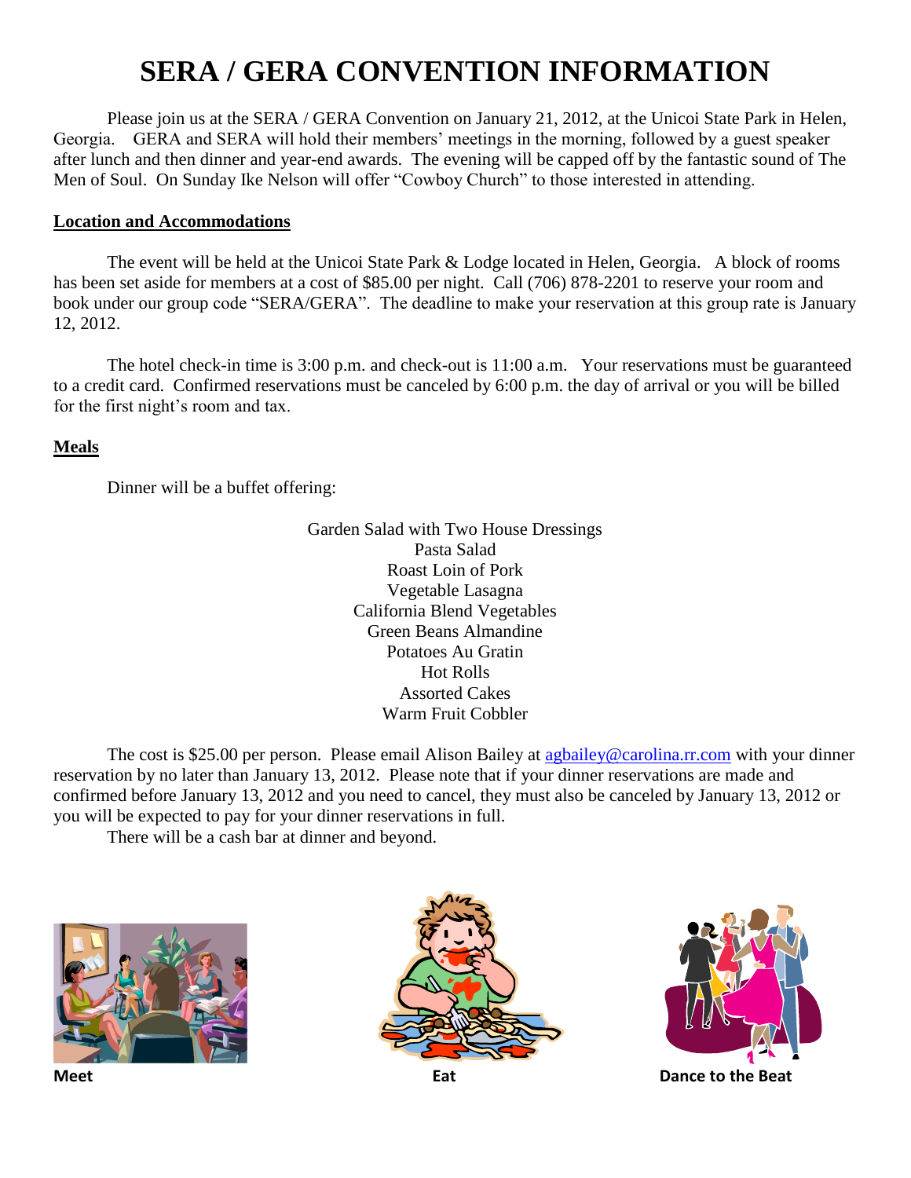# SERA / GERA CONVENTION INFORMATION

Please join us at the SERA / GERA Convention on January 21, 2012, at the Unicoi State Park in Helen, Georgia. GERA and SERA will hold their members' meetings in the morning, followed by a guest speaker after lunch and then dinner and year-end awards. The evening will be capped off by the fantastic sound of The Men of Soul. On Sunday Ike Nelson will offer "Cowboy Church" to those interested in attending.

## Location and Accommodations

The event will be held at the Unicoi State Park & Lodge located in Helen, Georgia. A block of rooms has been set aside for members at a cost of $85.00 per night. Call (706) 878-2201 to reserve your room and book under our group code "SERA/GERA". The deadline to make your reservation at this group rate is January 12, 2012.

The hotel check-in time is 3:00 p.m. and check-out is 11:00 a.m. Your reservations must be guaranteed to a credit card. Confirmed reservations must be canceled by 6:00 p.m. the day of arrival or you will be billed for the first night's room and tax.

## Meals

Dinner will be a buffet offering:

Garden Salad with Two House Dressings
Pasta Salad
Roast Loin of Pork
Vegetable Lasagna
California Blend Vegetables
Green Beans Almandine
Potatoes Au Gratin
Hot Rolls
Assorted Cakes
Warm Fruit Cobbler

The cost is $25.00 per person. Please email Alison Bailey at agbailey@carolina.rr.com with your dinner reservation by no later than January 13, 2012. Please note that if your dinner reservations are made and confirmed before January 13, 2012 and you need to cancel, they must also be canceled by January 13, 2012 or you will be expected to pay for your dinner reservations in full.

There will be a cash bar at dinner and beyond.

**Meet** **Eat** **Dance to the Beat**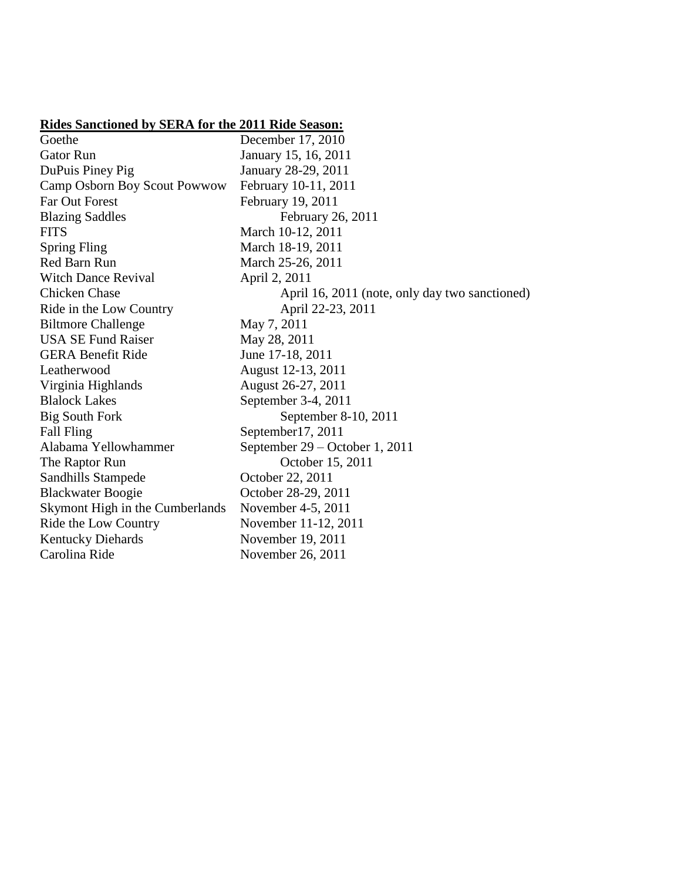**Rides Sanctioned by SERA for the 2011 Ride Season:**

| | |
|---|---|
| Goethe | December 17, 2010 |
| Gator Run | January 15, 16, 2011 |
| DuPuis Piney Pig | January 28-29, 2011 |
| Camp Osborn Boy Scout Powwow | February 10-11, 2011 |
| Far Out Forest | February 19, 2011 |
| Blazing Saddles | February 26, 2011 |
| FITS | March 10-12, 2011 |
| Spring Fling | March 18-19, 2011 |
| Red Barn Run | March 25-26, 2011 |
| Witch Dance Revival | April 2, 2011 |
| Chicken Chase | April 16, 2011 (note, only day two sanctioned) |
| Ride in the Low Country | April 22-23, 2011 |
| Biltmore Challenge | May 7, 2011 |
| USA SE Fund Raiser | May 28, 2011 |
| GERA Benefit Ride | June 17-18, 2011 |
| Leatherwood | August 12-13, 2011 |
| Virginia Highlands | August 26-27, 2011 |
| Blalock Lakes | September 3-4, 2011 |
| Big South Fork | September 8-10, 2011 |
| Fall Fling | September17, 2011 |
| Alabama Yellowhammer | September 29 – October 1, 2011 |
| The Raptor Run | October 15, 2011 |
| Sandhills Stampede | October 22, 2011 |
| Blackwater Boogie | October 28-29, 2011 |
| Skymont High in the Cumberlands | November 4-5, 2011 |
| Ride the Low Country | November 11-12, 2011 |
| Kentucky Diehards | November 19, 2011 |
| Carolina Ride | November 26, 2011 |